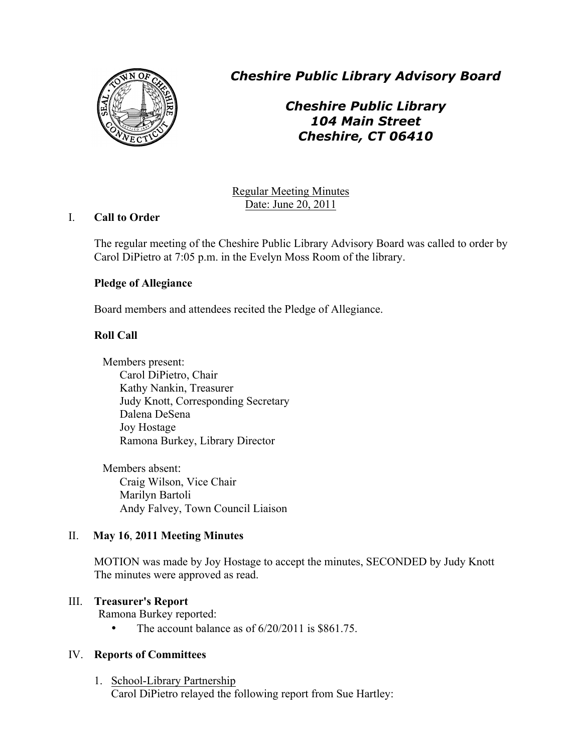# *Cheshire Public Library Advisory Board*

## *Cheshire Public Library*
## *104 Main Street*
## *Cheshire, CT 06410*

Regular Meeting Minutes
Date: June 20, 2011

## I. **Call to Order**

The regular meeting of the Cheshire Public Library Advisory Board was called to order by Carol DiPietro at 7:05 p.m. in the Evelyn Moss Room of the library.

**Pledge of Allegiance**

Board members and attendees recited the Pledge of Allegiance.

**Roll Call**

Members present:
- Carol DiPietro, Chair
- Kathy Nankin, Treasurer
- Judy Knott, Corresponding Secretary
- Dalena DeSena
- Joy Hostage
- Ramona Burkey, Library Director

Members absent:
- Craig Wilson, Vice Chair
- Marilyn Bartoli
- Andy Falvey, Town Council Liaison

## II. **May 16, 2011 Meeting Minutes**

MOTION was made by Joy Hostage to accept the minutes, SECONDED by Judy Knott
The minutes were approved as read.

## III. **Treasurer's Report**

Ramona Burkey reported:

- The account balance as of 6/20/2011 is $861.75.

## IV. **Reports of Committees**

1. School-Library Partnership
   Carol DiPietro relayed the following report from Sue Hartley: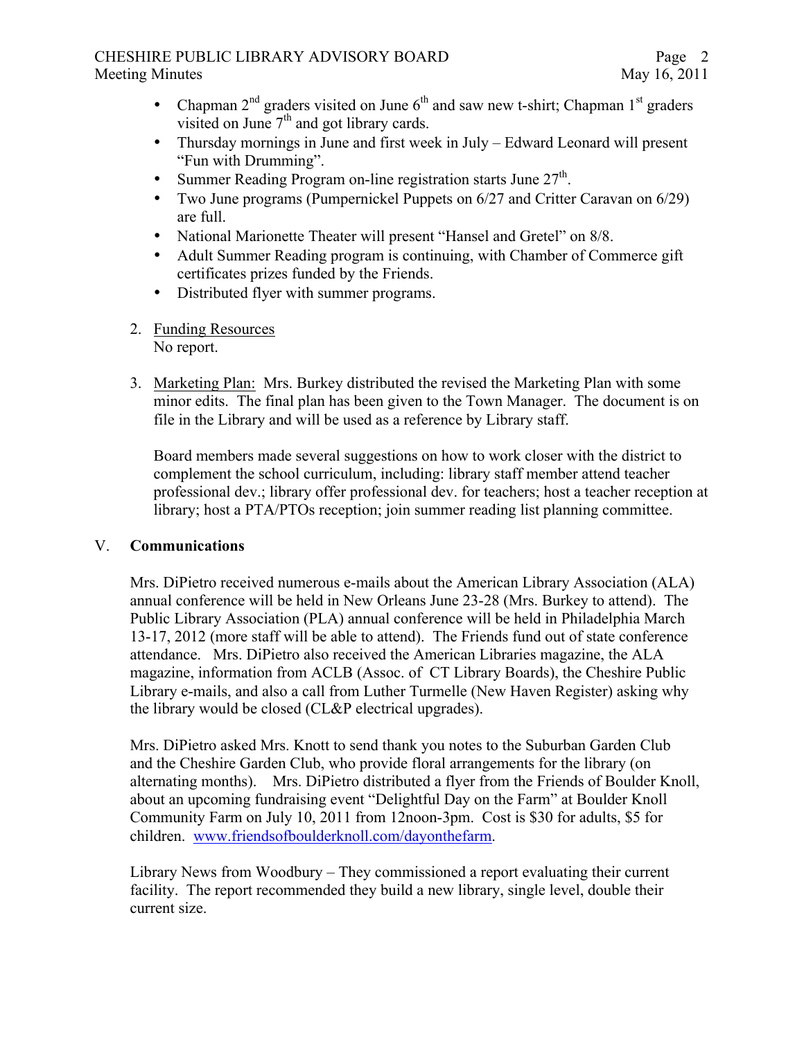- Chapman 2nd graders visited on June 6th and saw new t-shirt; Chapman 1st graders visited on June 7th and got library cards.
- Thursday mornings in June and first week in July – Edward Leonard will present "Fun with Drumming".
- Summer Reading Program on-line registration starts June 27th.
- Two June programs (Pumpernickel Puppets on 6/27 and Critter Caravan on 6/29) are full.
- National Marionette Theater will present "Hansel and Gretel" on 8/8.
- Adult Summer Reading program is continuing, with Chamber of Commerce gift certificates prizes funded by the Friends.
- Distributed flyer with summer programs.

2. Funding Resources
   No report.

3. Marketing Plan: Mrs. Burkey distributed the revised the Marketing Plan with some minor edits. The final plan has been given to the Town Manager. The document is on file in the Library and will be used as a reference by Library staff.

   Board members made several suggestions on how to work closer with the district to complement the school curriculum, including: library staff member attend teacher professional dev.; library offer professional dev. for teachers; host a teacher reception at library; host a PTA/PTOs reception; join summer reading list planning committee.

## V. **Communications**

Mrs. DiPietro received numerous e-mails about the American Library Association (ALA) annual conference will be held in New Orleans June 23-28 (Mrs. Burkey to attend). The Public Library Association (PLA) annual conference will be held in Philadelphia March 13-17, 2012 (more staff will be able to attend). The Friends fund out of state conference attendance. Mrs. DiPietro also received the American Libraries magazine, the ALA magazine, information from ACLB (Assoc. of CT Library Boards), the Cheshire Public Library e-mails, and also a call from Luther Turmelle (New Haven Register) asking why the library would be closed (CL&P electrical upgrades).

Mrs. DiPietro asked Mrs. Knott to send thank you notes to the Suburban Garden Club and the Cheshire Garden Club, who provide floral arrangements for the library (on alternating months). Mrs. DiPietro distributed a flyer from the Friends of Boulder Knoll, about an upcoming fundraising event "Delightful Day on the Farm" at Boulder Knoll Community Farm on July 10, 2011 from 12noon-3pm. Cost is $30 for adults, $5 for children. www.friendsofboulderknoll.com/dayonthefarm.

Library News from Woodbury – They commissioned a report evaluating their current facility. The report recommended they build a new library, single level, double their current size.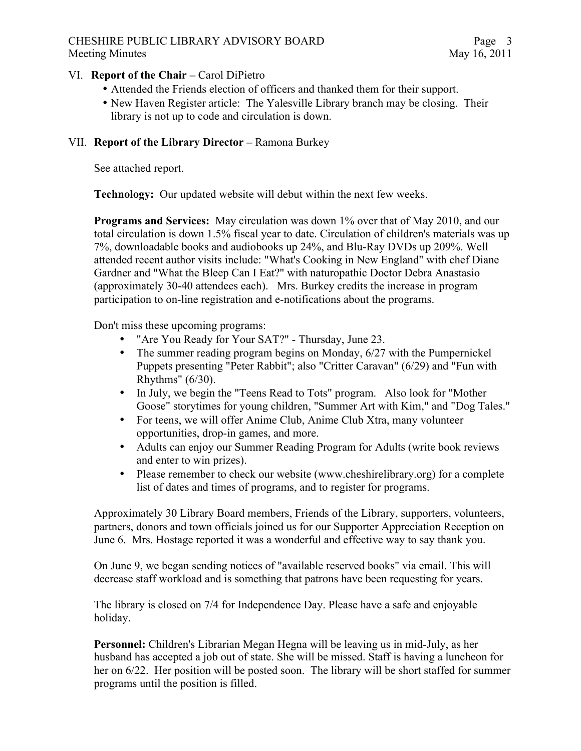VI. **Report of the Chair –** Carol DiPietro

- Attended the Friends election of officers and thanked them for their support.
- New Haven Register article: The Yalesville Library branch may be closing. Their library is not up to code and circulation is down.

VII. **Report of the Library Director –** Ramona Burkey

See attached report.

**Technology:** Our updated website will debut within the next few weeks.

**Programs and Services:** May circulation was down 1% over that of May 2010, and our total circulation is down 1.5% fiscal year to date. Circulation of children's materials was up 7%, downloadable books and audiobooks up 24%, and Blu-Ray DVDs up 209%. Well attended recent author visits include: "What's Cooking in New England" with chef Diane Gardner and "What the Bleep Can I Eat?" with naturopathic Doctor Debra Anastasio (approximately 30-40 attendees each). Mrs. Burkey credits the increase in program participation to on-line registration and e-notifications about the programs.

Don't miss these upcoming programs:

- "Are You Ready for Your SAT?" - Thursday, June 23.
- The summer reading program begins on Monday, 6/27 with the Pumpernickel Puppets presenting "Peter Rabbit"; also "Critter Caravan" (6/29) and "Fun with Rhythms" (6/30).
- In July, we begin the "Teens Read to Tots" program. Also look for "Mother Goose" storytimes for young children, "Summer Art with Kim," and "Dog Tales."
- For teens, we will offer Anime Club, Anime Club Xtra, many volunteer opportunities, drop-in games, and more.
- Adults can enjoy our Summer Reading Program for Adults (write book reviews and enter to win prizes).
- Please remember to check our website (www.cheshirelibrary.org) for a complete list of dates and times of programs, and to register for programs.

Approximately 30 Library Board members, Friends of the Library, supporters, volunteers, partners, donors and town officials joined us for our Supporter Appreciation Reception on June 6. Mrs. Hostage reported it was a wonderful and effective way to say thank you.

On June 9, we began sending notices of "available reserved books" via email. This will decrease staff workload and is something that patrons have been requesting for years.

The library is closed on 7/4 for Independence Day. Please have a safe and enjoyable holiday.

**Personnel:** Children's Librarian Megan Hegna will be leaving us in mid-July, as her husband has accepted a job out of state. She will be missed. Staff is having a luncheon for her on 6/22. Her position will be posted soon. The library will be short staffed for summer programs until the position is filled.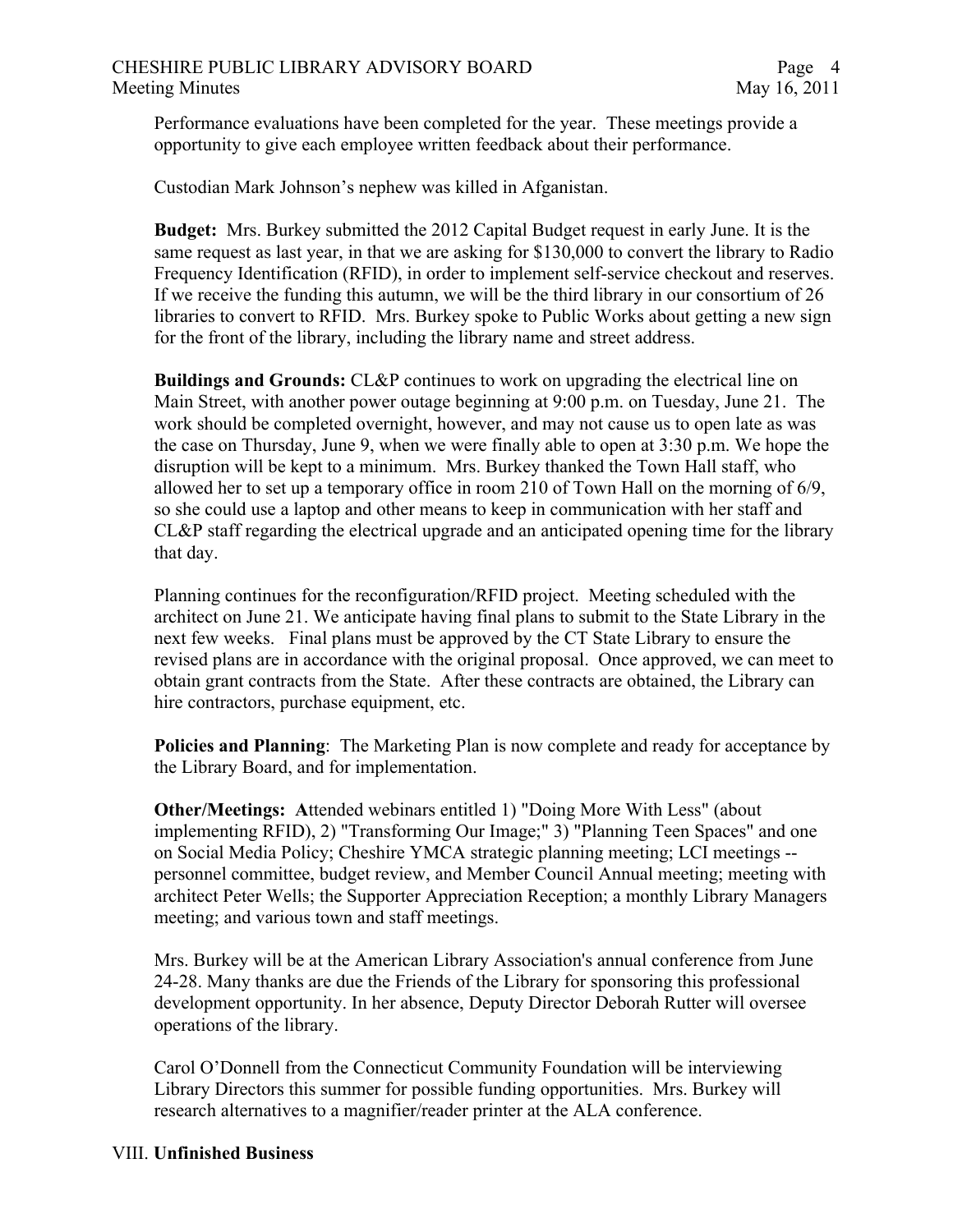Performance evaluations have been completed for the year. These meetings provide a opportunity to give each employee written feedback about their performance.

Custodian Mark Johnson's nephew was killed in Afganistan.

**Budget:** Mrs. Burkey submitted the 2012 Capital Budget request in early June. It is the same request as last year, in that we are asking for $130,000 to convert the library to Radio Frequency Identification (RFID), in order to implement self-service checkout and reserves. If we receive the funding this autumn, we will be the third library in our consortium of 26 libraries to convert to RFID. Mrs. Burkey spoke to Public Works about getting a new sign for the front of the library, including the library name and street address.

**Buildings and Grounds:** CL&P continues to work on upgrading the electrical line on Main Street, with another power outage beginning at 9:00 p.m. on Tuesday, June 21. The work should be completed overnight, however, and may not cause us to open late as was the case on Thursday, June 9, when we were finally able to open at 3:30 p.m. We hope the disruption will be kept to a minimum. Mrs. Burkey thanked the Town Hall staff, who allowed her to set up a temporary office in room 210 of Town Hall on the morning of 6/9, so she could use a laptop and other means to keep in communication with her staff and CL&P staff regarding the electrical upgrade and an anticipated opening time for the library that day.

Planning continues for the reconfiguration/RFID project. Meeting scheduled with the architect on June 21. We anticipate having final plans to submit to the State Library in the next few weeks. Final plans must be approved by the CT State Library to ensure the revised plans are in accordance with the original proposal. Once approved, we can meet to obtain grant contracts from the State. After these contracts are obtained, the Library can hire contractors, purchase equipment, etc.

**Policies and Planning**: The Marketing Plan is now complete and ready for acceptance by the Library Board, and for implementation.

**Other/Meetings: A**ttended webinars entitled 1) "Doing More With Less" (about implementing RFID), 2) "Transforming Our Image;" 3) "Planning Teen Spaces" and one on Social Media Policy; Cheshire YMCA strategic planning meeting; LCI meetings -- personnel committee, budget review, and Member Council Annual meeting; meeting with architect Peter Wells; the Supporter Appreciation Reception; a monthly Library Managers meeting; and various town and staff meetings.

Mrs. Burkey will be at the American Library Association's annual conference from June 24-28. Many thanks are due the Friends of the Library for sponsoring this professional development opportunity. In her absence, Deputy Director Deborah Rutter will oversee operations of the library.

Carol O'Donnell from the Connecticut Community Foundation will be interviewing Library Directors this summer for possible funding opportunities. Mrs. Burkey will research alternatives to a magnifier/reader printer at the ALA conference.

VIII. **Unfinished Business**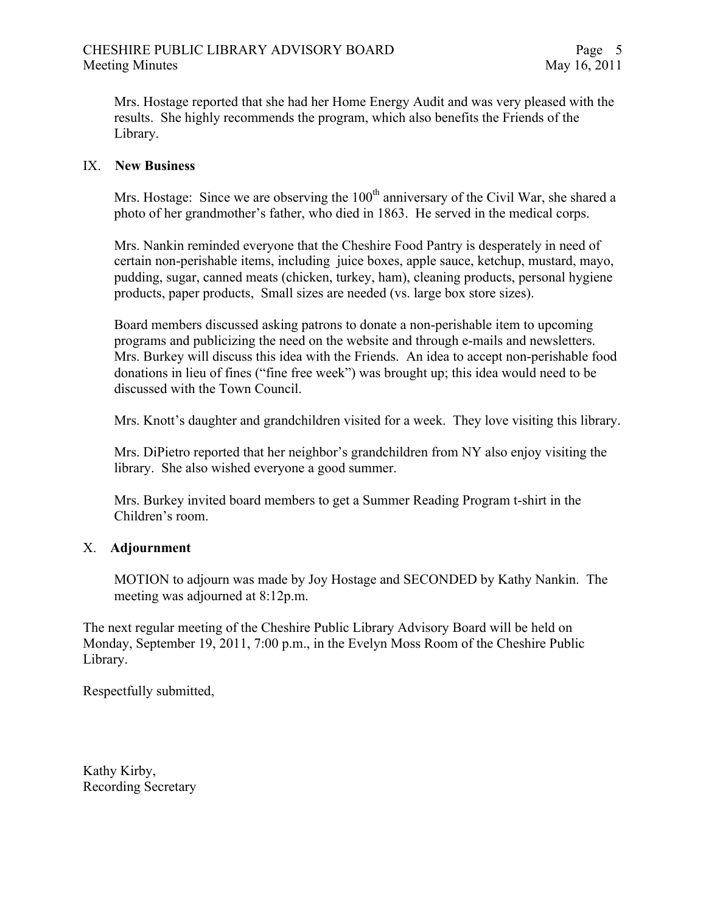Mrs. Hostage reported that she had her Home Energy Audit and was very pleased with the results. She highly recommends the program, which also benefits the Friends of the Library.

## IX. **New Business**

Mrs. Hostage: Since we are observing the 100th anniversary of the Civil War, she shared a photo of her grandmother's father, who died in 1863. He served in the medical corps.

Mrs. Nankin reminded everyone that the Cheshire Food Pantry is desperately in need of certain non-perishable items, including juice boxes, apple sauce, ketchup, mustard, mayo, pudding, sugar, canned meats (chicken, turkey, ham), cleaning products, personal hygiene products, paper products, Small sizes are needed (vs. large box store sizes).

Board members discussed asking patrons to donate a non-perishable item to upcoming programs and publicizing the need on the website and through e-mails and newsletters. Mrs. Burkey will discuss this idea with the Friends. An idea to accept non-perishable food donations in lieu of fines ("fine free week") was brought up; this idea would need to be discussed with the Town Council.

Mrs. Knott's daughter and grandchildren visited for a week. They love visiting this library.

Mrs. DiPietro reported that her neighbor's grandchildren from NY also enjoy visiting the library. She also wished everyone a good summer.

Mrs. Burkey invited board members to get a Summer Reading Program t-shirt in the Children's room.

## X. **Adjournment**

MOTION to adjourn was made by Joy Hostage and SECONDED by Kathy Nankin. The meeting was adjourned at 8:12p.m.

The next regular meeting of the Cheshire Public Library Advisory Board will be held on Monday, September 19, 2011, 7:00 p.m., in the Evelyn Moss Room of the Cheshire Public Library.

Respectfully submitted,

Kathy Kirby,
Recording Secretary